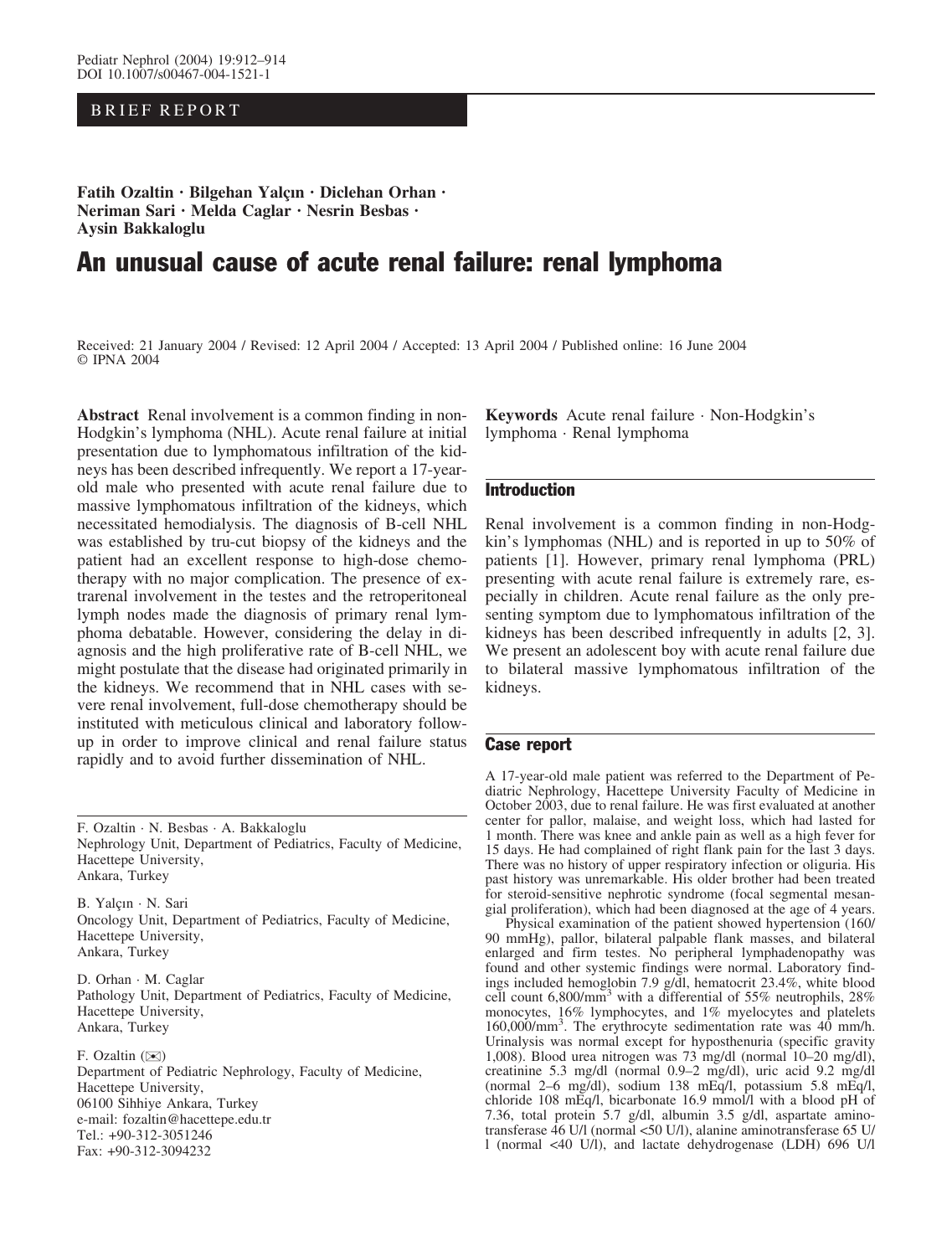BRIEF REPORT

**Fatih Ozaltin · Bilgehan Yalçın · Diclehan Orhan · Neriman Sari · Melda Caglar · Nesrin Besbas · Aysin Bakkaloglu**

# An unusual cause of acute renal failure: renal lymphoma

Received: 21 January 2004 / Revised: 12 April 2004 / Accepted: 13 April 2004 / Published online: 16 June 2004
© IPNA 2004

**Abstract** Renal involvement is a common finding in non-Hodgkin's lymphoma (NHL). Acute renal failure at initial presentation due to lymphomatous infiltration of the kidneys has been described infrequently. We report a 17-year-old male who presented with acute renal failure due to massive lymphomatous infiltration of the kidneys, which necessitated hemodialysis. The diagnosis of B-cell NHL was established by tru-cut biopsy of the kidneys and the patient had an excellent response to high-dose chemotherapy with no major complication. The presence of extrarenal involvement in the testes and the retroperitoneal lymph nodes made the diagnosis of primary renal lymphoma debatable. However, considering the delay in diagnosis and the high proliferative rate of B-cell NHL, we might postulate that the disease had originated primarily in the kidneys. We recommend that in NHL cases with severe renal involvement, full-dose chemotherapy should be instituted with meticulous clinical and laboratory follow-up in order to improve clinical and renal failure status rapidly and to avoid further dissemination of NHL.

**Keywords** Acute renal failure · Non-Hodgkin's lymphoma · Renal lymphoma

F. Ozaltin · N. Besbas · A. Bakkaloglu
Nephrology Unit, Department of Pediatrics, Faculty of Medicine, Hacettepe University, Ankara, Turkey

B. Yalçın · N. Sari
Oncology Unit, Department of Pediatrics, Faculty of Medicine, Hacettepe University, Ankara, Turkey

D. Orhan · M. Caglar
Pathology Unit, Department of Pediatrics, Faculty of Medicine, Hacettepe University, Ankara, Turkey

F. Ozaltin (✉)
Department of Pediatric Nephrology, Faculty of Medicine, Hacettepe University, 06100 Sihhiye Ankara, Turkey
e-mail: fozaltin@hacettepe.edu.tr
Tel.: +90-312-3051246
Fax: +90-312-3094232

## Introduction

Renal involvement is a common finding in non-Hodgkin's lymphomas (NHL) and is reported in up to 50% of patients [1]. However, primary renal lymphoma (PRL) presenting with acute renal failure is extremely rare, especially in children. Acute renal failure as the only presenting symptom due to lymphomatous infiltration of the kidneys has been described infrequently in adults [2, 3]. We present an adolescent boy with acute renal failure due to bilateral massive lymphomatous infiltration of the kidneys.

## Case report

A 17-year-old male patient was referred to the Department of Pediatric Nephrology, Hacettepe University Faculty of Medicine in October 2003, due to renal failure. He was first evaluated at another center for pallor, malaise, and weight loss, which had lasted for 1 month. There was knee and ankle pain as well as a high fever for 15 days. He had complained of right flank pain for the last 3 days. There was no history of upper respiratory infection or oliguria. His past history was unremarkable. His older brother had been treated for steroid-sensitive nephrotic syndrome (focal segmental mesangial proliferation), which had been diagnosed at the age of 4 years.

Physical examination of the patient showed hypertension (160/90 mmHg), pallor, bilateral palpable flank masses, and bilateral enlarged and firm testes. No peripheral lymphadenopathy was found and other systemic findings were normal. Laboratory findings included hemoglobin 7.9 g/dl, hematocrit 23.4%, white blood cell count 6,800/mm$^3$ with a differential of 55% neutrophils, 28% monocytes, 16% lymphocytes, and 1% myelocytes and platelets 160,000/mm$^3$. The erythrocyte sedimentation rate was 40 mm/h. Urinalysis was normal except for hyposthenuria (specific gravity 1,008). Blood urea nitrogen was 73 mg/dl (normal 10–20 mg/dl), creatinine 5.3 mg/dl (normal 0.9–2 mg/dl), uric acid 9.2 mg/dl (normal 2–6 mg/dl), sodium 138 mEq/l, potassium 5.8 mEq/l, chloride 108 mEq/l, bicarbonate 16.9 mmol/l with a blood pH of 7.36, total protein 5.7 g/dl, albumin 3.5 g/dl, aspartate aminotransferase 46 U/l (normal <50 U/l), alanine aminotransferase 65 U/l (normal <40 U/l), and lactate dehydrogenase (LDH) 696 U/l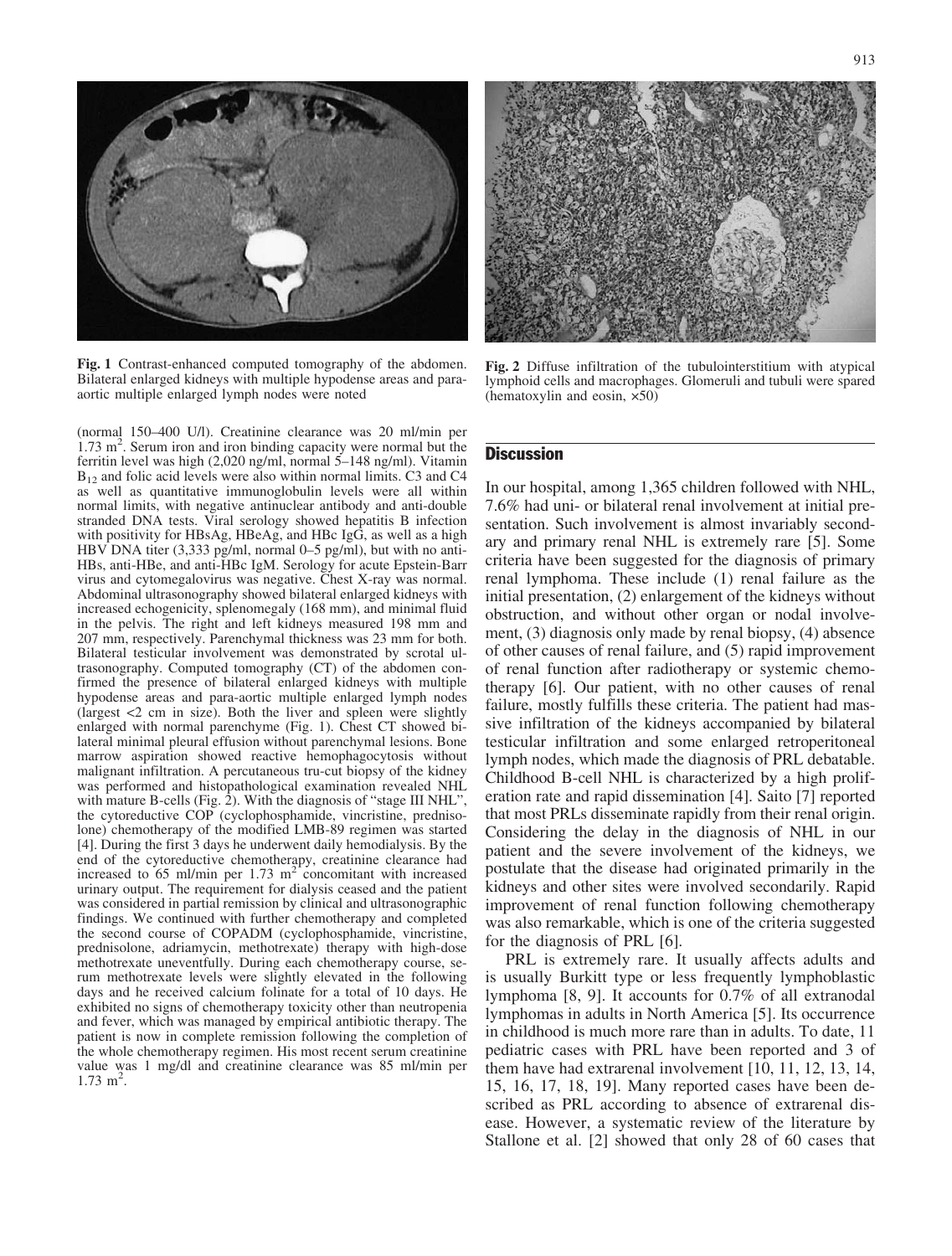Fig. 1 Contrast-enhanced computed tomography of the abdomen. Bilateral enlarged kidneys with multiple hypodense areas and para-aortic multiple enlarged lymph nodes were noted

Fig. 2 Diffuse infiltration of the tubulointerstitium with atypical lymphoid cells and macrophages. Glomeruli and tubuli were spared (hematoxylin and eosin, ×50)

(normal 150–400 U/l). Creatinine clearance was 20 ml/min per 1.73 $m^2$. Serum iron and iron binding capacity were normal but the ferritin level was high (2,020 ng/ml, normal 5–148 ng/ml). Vitamin $B_{12}$ and folic acid levels were also within normal limits. C3 and C4 as well as quantitative immunoglobulin levels were all within normal limits, with negative antinuclear antibody and anti-double stranded DNA tests. Viral serology showed hepatitis B infection with positivity for HBsAg, HBeAg, and HBc IgG, as well as a high HBV DNA titer (3,333 pg/ml, normal 0–5 pg/ml), but with no anti-HBs, anti-HBe, and anti-HBc IgM. Serology for acute Epstein-Barr virus and cytomegalovirus was negative. Chest X-ray was normal. Abdominal ultrasonography showed bilateral enlarged kidneys with increased echogenicity, splenomegaly (168 mm), and minimal fluid in the pelvis. The right and left kidneys measured 198 mm and 207 mm, respectively. Parenchymal thickness was 23 mm for both. Bilateral testicular involvement was demonstrated by scrotal ultrasonography. Computed tomography (CT) of the abdomen confirmed the presence of bilateral enlarged kidneys with multiple hypodense areas and para-aortic multiple enlarged lymph nodes (largest <2 cm in size). Both the liver and spleen were slightly enlarged with normal parenchyme (Fig. 1). Chest CT showed bilateral minimal pleural effusion without parenchymal lesions. Bone marrow aspiration showed reactive hemophagocytosis without malignant infiltration. A percutaneous tru-cut biopsy of the kidney was performed and histopathological examination revealed NHL with mature B-cells (Fig. 2). With the diagnosis of "stage III NHL", the cytoreductive COP (cyclophosphamide, vincristine, prednisolone) chemotherapy of the modified LMB-89 regimen was started [4]. During the first 3 days he underwent daily hemodialysis. By the end of the cytoreductive chemotherapy, creatinine clearance had increased to 65 ml/min per 1.73 $m^2$ concomitant with increased urinary output. The requirement for dialysis ceased and the patient was considered in partial remission by clinical and ultrasonographic findings. We continued with further chemotherapy and completed the second course of COPADM (cyclophosphamide, vincristine, prednisolone, adriamycin, methotrexate) therapy with high-dose methotrexate uneventfully. During each chemotherapy course, serum methotrexate levels were slightly elevated in the following days and he received calcium folinate for a total of 10 days. He exhibited no signs of chemotherapy toxicity other than neutropenia and fever, which was managed by empirical antibiotic therapy. The patient is now in complete remission following the completion of the whole chemotherapy regimen. His most recent serum creatinine value was 1 mg/dl and creatinine clearance was 85 ml/min per 1.73 $m^2$.

## Discussion

In our hospital, among 1,365 children followed with NHL, 7.6% had uni- or bilateral renal involvement at initial presentation. Such involvement is almost invariably secondary and primary renal NHL is extremely rare [5]. Some criteria have been suggested for the diagnosis of primary renal lymphoma. These include (1) renal failure as the initial presentation, (2) enlargement of the kidneys without obstruction, and without other organ or nodal involvement, (3) diagnosis only made by renal biopsy, (4) absence of other causes of renal failure, and (5) rapid improvement of renal function after radiotherapy or systemic chemotherapy [6]. Our patient, with no other causes of renal failure, mostly fulfills these criteria. The patient had massive infiltration of the kidneys accompanied by bilateral testicular infiltration and some enlarged retroperitoneal lymph nodes, which made the diagnosis of PRL debatable. Childhood B-cell NHL is characterized by a high proliferation rate and rapid dissemination [4]. Saito [7] reported that most PRLs disseminate rapidly from their renal origin. Considering the delay in the diagnosis of NHL in our patient and the severe involvement of the kidneys, we postulate that the disease had originated primarily in the kidneys and other sites were involved secondarily. Rapid improvement of renal function following chemotherapy was also remarkable, which is one of the criteria suggested for the diagnosis of PRL [6].

PRL is extremely rare. It usually affects adults and is usually Burkitt type or less frequently lymphoblastic lymphoma [8, 9]. It accounts for 0.7% of all extranodal lymphomas in adults in North America [5]. Its occurrence in childhood is much more rare than in adults. To date, 11 pediatric cases with PRL have been reported and 3 of them have had extrarenal involvement [10, 11, 12, 13, 14, 15, 16, 17, 18, 19]. Many reported cases have been described as PRL according to absence of extrarenal disease. However, a systematic review of the literature by Stallone et al. [2] showed that only 28 of 60 cases that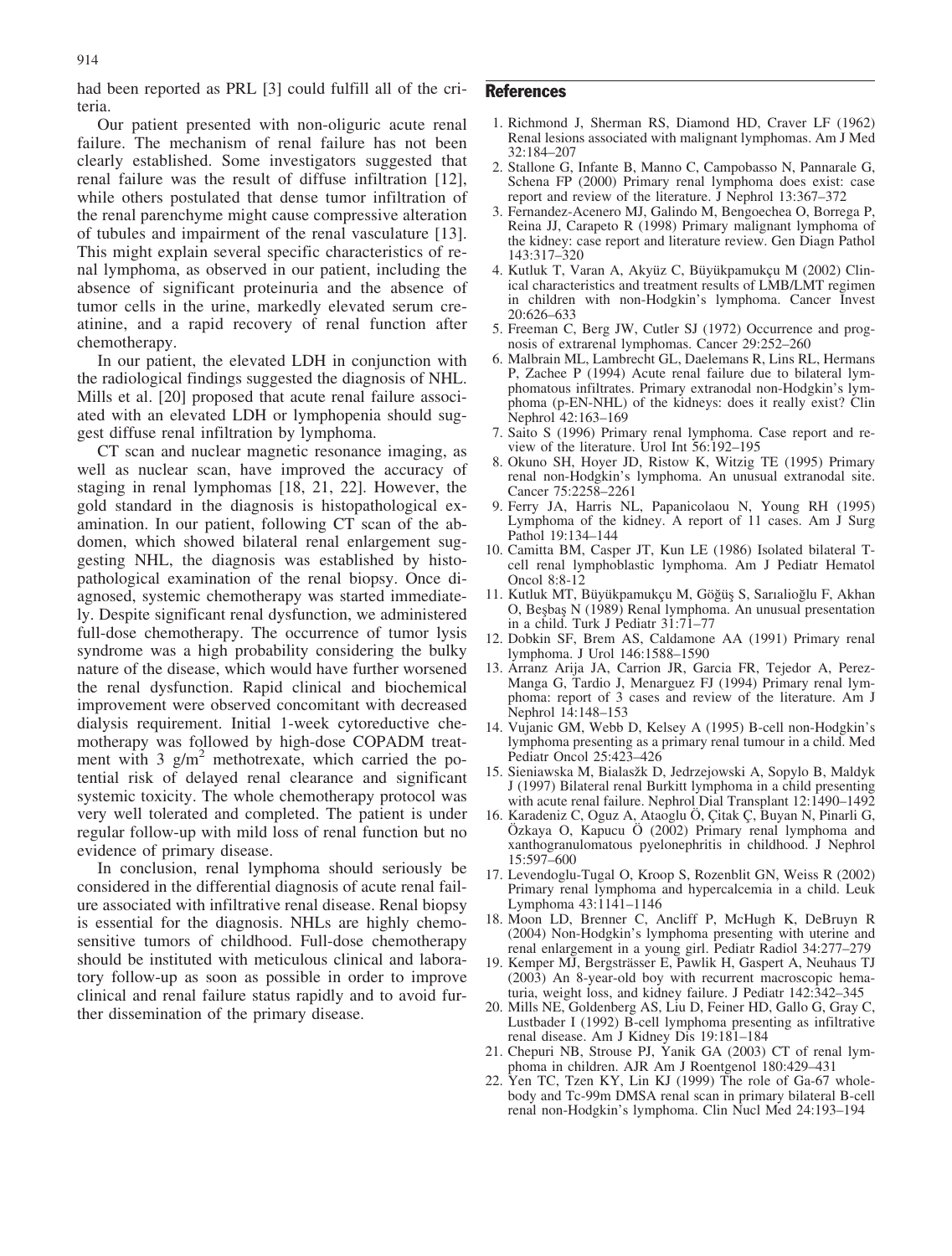had been reported as PRL [3] could fulfill all of the criteria.

Our patient presented with non-oliguric acute renal failure. The mechanism of renal failure has not been clearly established. Some investigators suggested that renal failure was the result of diffuse infiltration [12], while others postulated that dense tumor infiltration of the renal parenchyme might cause compressive alteration of tubules and impairment of the renal vasculature [13]. This might explain several specific characteristics of renal lymphoma, as observed in our patient, including the absence of significant proteinuria and the absence of tumor cells in the urine, markedly elevated serum creatinine, and a rapid recovery of renal function after chemotherapy.

In our patient, the elevated LDH in conjunction with the radiological findings suggested the diagnosis of NHL. Mills et al. [20] proposed that acute renal failure associated with an elevated LDH or lymphopenia should suggest diffuse renal infiltration by lymphoma.

CT scan and nuclear magnetic resonance imaging, as well as nuclear scan, have improved the accuracy of staging in renal lymphomas [18, 21, 22]. However, the gold standard in the diagnosis is histopathological examination. In our patient, following CT scan of the abdomen, which showed bilateral renal enlargement suggesting NHL, the diagnosis was established by histopathological examination of the renal biopsy. Once diagnosed, systemic chemotherapy was started immediately. Despite significant renal dysfunction, we administered full-dose chemotherapy. The occurrence of tumor lysis syndrome was a high probability considering the bulky nature of the disease, which would have further worsened the renal dysfunction. Rapid clinical and biochemical improvement were observed concomitant with decreased dialysis requirement. Initial 1-week cytoreductive chemotherapy was followed by high-dose COPADM treatment with 3 $g/m^2$ methotrexate, which carried the potential risk of delayed renal clearance and significant systemic toxicity. The whole chemotherapy protocol was very well tolerated and completed. The patient is under regular follow-up with mild loss of renal function but no evidence of primary disease.

In conclusion, renal lymphoma should seriously be considered in the differential diagnosis of acute renal failure associated with infiltrative renal disease. Renal biopsy is essential for the diagnosis. NHLs are highly chemosensitive tumors of childhood. Full-dose chemotherapy should be instituted with meticulous clinical and laboratory follow-up as soon as possible in order to improve clinical and renal failure status rapidly and to avoid further dissemination of the primary disease.

## References

1. Richmond J, Sherman RS, Diamond HD, Craver LF (1962) Renal lesions associated with malignant lymphomas. Am J Med 32:184–207
2. Stallone G, Infante B, Manno C, Campobasso N, Pannarale G, Schena FP (2000) Primary renal lymphoma does exist: case report and review of the literature. J Nephrol 13:367–372
3. Fernandez-Acenero MJ, Galindo M, Bengoechea O, Borrega P, Reina JJ, Carapeto R (1998) Primary malignant lymphoma of the kidney: case report and literature review. Gen Diagn Pathol 143:317–320
4. Kutluk T, Varan A, Akyüz C, Büyükpamukçu M (2002) Clinical characteristics and treatment results of LMB/LMT regimen in children with non-Hodgkin's lymphoma. Cancer Invest 20:626–633
5. Freeman C, Berg JW, Cutler SJ (1972) Occurrence and prognosis of extrarenal lymphomas. Cancer 29:252–260
6. Malbrain ML, Lambrecht GL, Daelemans R, Lins RL, Hermans P, Zachee P (1994) Acute renal failure due to bilateral lymphomatous infiltrates. Primary extranodal non-Hodgkin's lymphoma (p-EN-NHL) of the kidneys: does it really exist? Clin Nephrol 42:163–169
7. Saito S (1996) Primary renal lymphoma. Case report and review of the literature. Urol Int 56:192–195
8. Okuno SH, Hoyer JD, Ristow K, Witzig TE (1995) Primary renal non-Hodgkin's lymphoma. An unusual extranodal site. Cancer 75:2258–2261
9. Ferry JA, Harris NL, Papanicolaou N, Young RH (1995) Lymphoma of the kidney. A report of 11 cases. Am J Surg Pathol 19:134–144
10. Camitta BM, Casper JT, Kun LE (1986) Isolated bilateral T-cell renal lymphoblastic lymphoma. Am J Pediatr Hematol Oncol 8:8-12
11. Kutluk MT, Büyükpamukçu M, Göğüş S, Sarıalioğlu F, Akhan O, Beşbaş N (1989) Renal lymphoma. An unusual presentation in a child. Turk J Pediatr 31:71–77
12. Dobkin SF, Brem AS, Caldamone AA (1991) Primary renal lymphoma. J Urol 146:1588–1590
13. Arranz Arija JA, Carrion JR, Garcia FR, Tejedor A, Perez-Manga G, Tardio J, Menarguez FJ (1994) Primary renal lymphoma: report of 3 cases and review of the literature. Am J Nephrol 14:148–153
14. Vujanic GM, Webb D, Kelsey A (1995) B-cell non-Hodgkin's lymphoma presenting as a primary renal tumour in a child. Med Pediatr Oncol 25:423–426
15. Sieniawska M, Bialasžk D, Jedrzejowski A, Sopylo B, Maldyk J (1997) Bilateral renal Burkitt lymphoma in a child presenting with acute renal failure. Nephrol Dial Transplant 12:1490–1492
16. Karadeniz C, Oguz A, Ataoglu Ö, Çitak Ç, Buyan N, Pinarli G, Özkaya O, Kapucu Ö (2002) Primary renal lymphoma and xanthogranulomatous pyelonephritis in childhood. J Nephrol 15:597–600
17. Levendoglu-Tugal O, Kroop S, Rozenblit GN, Weiss R (2002) Primary renal lymphoma and hypercalcemia in a child. Leuk Lymphoma 43:1141–1146
18. Moon LD, Brenner C, Ancliff P, McHugh K, DeBruyn R (2004) Non-Hodgkin's lymphoma presenting with uterine and renal enlargement in a young girl. Pediatr Radiol 34:277–279
19. Kemper MJ, Bergsträsser E, Pawlik H, Gaspert A, Neuhaus TJ (2003) An 8-year-old boy with recurrent macroscopic hematuria, weight loss, and kidney failure. J Pediatr 142:342–345
20. Mills NE, Goldenberg AS, Liu D, Feiner HD, Gallo G, Gray C, Lustbader I (1992) B-cell lymphoma presenting as infiltrative renal disease. Am J Kidney Dis 19:181–184
21. Chepuri NB, Strouse PJ, Yanik GA (2003) CT of renal lymphoma in children. AJR Am J Roentgenol 180:429–431
22. Yen TC, Tzen KY, Lin KJ (1999) The role of Ga-67 whole-body and Tc-99m DMSA renal scan in primary bilateral B-cell renal non-Hodgkin's lymphoma. Clin Nucl Med 24:193–194